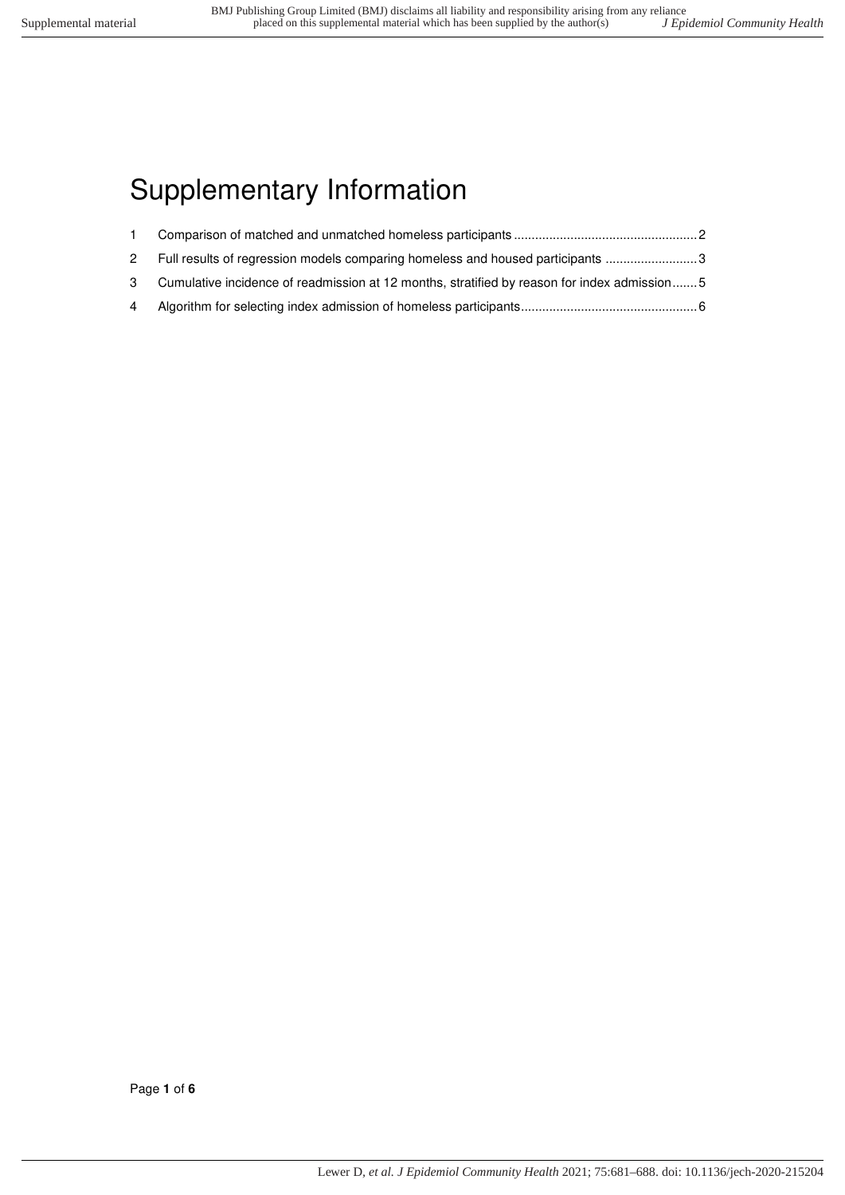# Supplementary Information

1 Comparison of matched and unmatched homeless participants ........................................................ 2

2 Full results of regression models comparing homeless and housed participants .......................... 3

3 Cumulative incidence of readmission at 12 months, stratified by reason for index admission ....... 5

4 Algorithm for selecting index admission of homeless participants ................................................. 6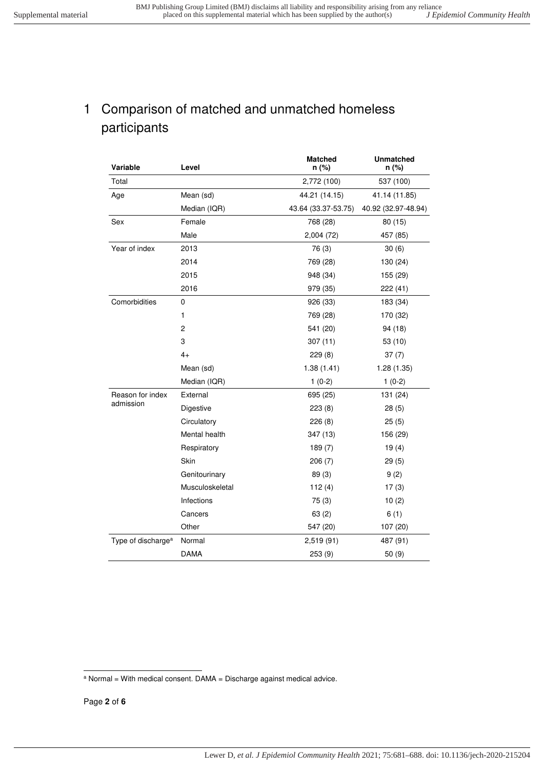# 1 Comparison of matched and unmatched homeless participants

| Variable | Level | Matched n (%) | Unmatched n (%) |
|---|---|---|---|
| Total | | 2,772 (100) | 537 (100) |
| Age | Mean (sd) | 44.21 (14.15) | 41.14 (11.85) |
| | Median (IQR) | 43.64 (33.37-53.75) | 40.92 (32.97-48.94) |
| Sex | Female | 768 (28) | 80 (15) |
| | Male | 2,004 (72) | 457 (85) |
| Year of index | 2013 | 76 (3) | 30 (6) |
| | 2014 | 769 (28) | 130 (24) |
| | 2015 | 948 (34) | 155 (29) |
| | 2016 | 979 (35) | 222 (41) |
| Comorbidities | 0 | 926 (33) | 183 (34) |
| | 1 | 769 (28) | 170 (32) |
| | 2 | 541 (20) | 94 (18) |
| | 3 | 307 (11) | 53 (10) |
| | 4+ | 229 (8) | 37 (7) |
| | Mean (sd) | 1.38 (1.41) | 1.28 (1.35) |
| | Median (IQR) | 1 (0-2) | 1 (0-2) |
| Reason for index admission | External | 695 (25) | 131 (24) |
| | Digestive | 223 (8) | 28 (5) |
| | Circulatory | 226 (8) | 25 (5) |
| | Mental health | 347 (13) | 156 (29) |
| | Respiratory | 189 (7) | 19 (4) |
| | Skin | 206 (7) | 29 (5) |
| | Genitourinary | 89 (3) | 9 (2) |
| | Musculoskeletal | 112 (4) | 17 (3) |
| | Infections | 75 (3) | 10 (2) |
| | Cancers | 63 (2) | 6 (1) |
| | Other | 547 (20) | 107 (20) |
| Type of discharge[a] | Normal | 2,519 (91) | 487 (91) |
| | DAMA | 253 (9) | 50 (9) |

[a] Normal = With medical consent. DAMA = Discharge against medical advice.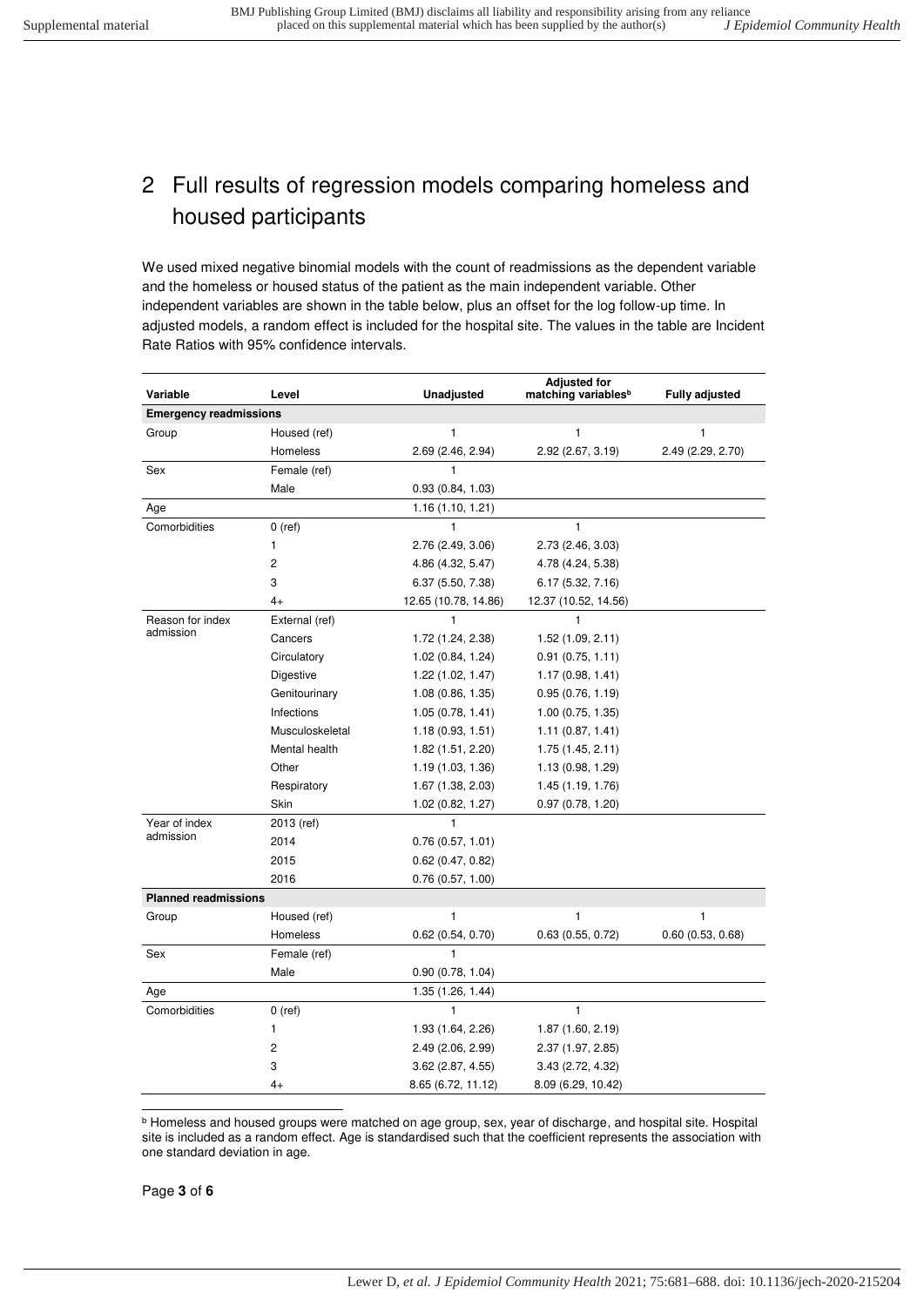## 2 Full results of regression models comparing homeless and housed participants

We used mixed negative binomial models with the count of readmissions as the dependent variable and the homeless or housed status of the patient as the main independent variable. Other independent variables are shown in the table below, plus an offset for the log follow-up time. In adjusted models, a random effect is included for the hospital site. The values in the table are Incident Rate Ratios with 95% confidence intervals.

| Variable | Level | Unadjusted | Adjusted for matching variables[b] | Fully adjusted |
|---|---|---|---|---|
| **Emergency readmissions** | | | | |
| Group | Housed (ref) | 1 | 1 | 1 |
| | Homeless | 2.69 (2.46, 2.94) | 2.92 (2.67, 3.19) | 2.49 (2.29, 2.70) |
| Sex | Female (ref) | 1 | | |
| | Male | 0.93 (0.84, 1.03) | | |
| Age | | 1.16 (1.10, 1.21) | | |
| Comorbidities | 0 (ref) | 1 | 1 | |
| | 1 | 2.76 (2.49, 3.06) | 2.73 (2.46, 3.03) | |
| | 2 | 4.86 (4.32, 5.47) | 4.78 (4.24, 5.38) | |
| | 3 | 6.37 (5.50, 7.38) | 6.17 (5.32, 7.16) | |
| | 4+ | 12.65 (10.78, 14.86) | 12.37 (10.52, 14.56) | |
| Reason for index admission | External (ref) | 1 | 1 | |
| | Cancers | 1.72 (1.24, 2.38) | 1.52 (1.09, 2.11) | |
| | Circulatory | 1.02 (0.84, 1.24) | 0.91 (0.75, 1.11) | |
| | Digestive | 1.22 (1.02, 1.47) | 1.17 (0.98, 1.41) | |
| | Genitourinary | 1.08 (0.86, 1.35) | 0.95 (0.76, 1.19) | |
| | Infections | 1.05 (0.78, 1.41) | 1.00 (0.75, 1.35) | |
| | Musculoskeletal | 1.18 (0.93, 1.51) | 1.11 (0.87, 1.41) | |
| | Mental health | 1.82 (1.51, 2.20) | 1.75 (1.45, 2.11) | |
| | Other | 1.19 (1.03, 1.36) | 1.13 (0.98, 1.29) | |
| | Respiratory | 1.67 (1.38, 2.03) | 1.45 (1.19, 1.76) | |
| | Skin | 1.02 (0.82, 1.27) | 0.97 (0.78, 1.20) | |
| Year of index admission | 2013 (ref) | 1 | | |
| | 2014 | 0.76 (0.57, 1.01) | | |
| | 2015 | 0.62 (0.47, 0.82) | | |
| | 2016 | 0.76 (0.57, 1.00) | | |
| **Planned readmissions** | | | | |
| Group | Housed (ref) | 1 | 1 | 1 |
| | Homeless | 0.62 (0.54, 0.70) | 0.63 (0.55, 0.72) | 0.60 (0.53, 0.68) |
| Sex | Female (ref) | 1 | | |
| | Male | 0.90 (0.78, 1.04) | | |
| Age | | 1.35 (1.26, 1.44) | | |
| Comorbidities | 0 (ref) | 1 | 1 | |
| | 1 | 1.93 (1.64, 2.26) | 1.87 (1.60, 2.19) | |
| | 2 | 2.49 (2.06, 2.99) | 2.37 (1.97, 2.85) | |
| | 3 | 3.62 (2.87, 4.55) | 3.43 (2.72, 4.32) | |
| | 4+ | 8.65 (6.72, 11.12) | 8.09 (6.29, 10.42) | |

[b] Homeless and housed groups were matched on age group, sex, year of discharge, and hospital site. Hospital site is included as a random effect. Age is standardised such that the coefficient represents the association with one standard deviation in age.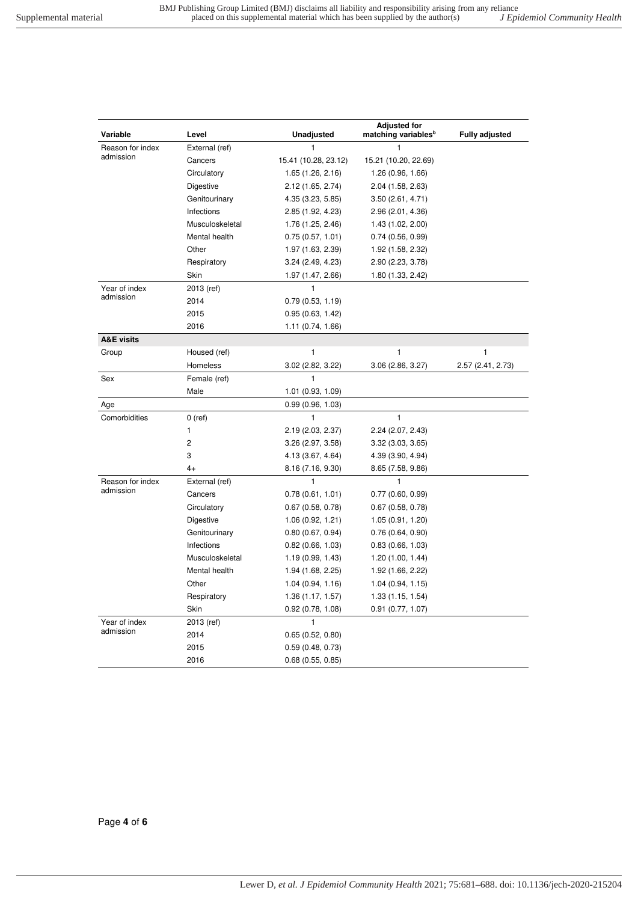| Variable | Level | Unadjusted | Adjusted for matching variables[b] | Fully adjusted |
|---|---|---|---|---|
| Reason for index admission | External (ref) | 1 | 1 | |
| | Cancers | 15.41 (10.28, 23.12) | 15.21 (10.20, 22.69) | |
| | Circulatory | 1.65 (1.26, 2.16) | 1.26 (0.96, 1.66) | |
| | Digestive | 2.12 (1.65, 2.74) | 2.04 (1.58, 2.63) | |
| | Genitourinary | 4.35 (3.23, 5.85) | 3.50 (2.61, 4.71) | |
| | Infections | 2.85 (1.92, 4.23) | 2.96 (2.01, 4.36) | |
| | Musculoskeletal | 1.76 (1.25, 2.46) | 1.43 (1.02, 2.00) | |
| | Mental health | 0.75 (0.57, 1.01) | 0.74 (0.56, 0.99) | |
| | Other | 1.97 (1.63, 2.39) | 1.92 (1.58, 2.32) | |
| | Respiratory | 3.24 (2.49, 4.23) | 2.90 (2.23, 3.78) | |
| | Skin | 1.97 (1.47, 2.66) | 1.80 (1.33, 2.42) | |
| Year of index admission | 2013 (ref) | 1 | | |
| | 2014 | 0.79 (0.53, 1.19) | | |
| | 2015 | 0.95 (0.63, 1.42) | | |
| | 2016 | 1.11 (0.74, 1.66) | | |
| **A&E visits** | | | | |
| Group | Housed (ref) | 1 | 1 | 1 |
| | Homeless | 3.02 (2.82, 3.22) | 3.06 (2.86, 3.27) | 2.57 (2.41, 2.73) |
| Sex | Female (ref) | 1 | | |
| | Male | 1.01 (0.93, 1.09) | | |
| Age | | 0.99 (0.96, 1.03) | | |
| Comorbidities | 0 (ref) | 1 | 1 | |
| | 1 | 2.19 (2.03, 2.37) | 2.24 (2.07, 2.43) | |
| | 2 | 3.26 (2.97, 3.58) | 3.32 (3.03, 3.65) | |
| | 3 | 4.13 (3.67, 4.64) | 4.39 (3.90, 4.94) | |
| | 4+ | 8.16 (7.16, 9.30) | 8.65 (7.58, 9.86) | |
| Reason for index admission | External (ref) | 1 | 1 | |
| | Cancers | 0.78 (0.61, 1.01) | 0.77 (0.60, 0.99) | |
| | Circulatory | 0.67 (0.58, 0.78) | 0.67 (0.58, 0.78) | |
| | Digestive | 1.06 (0.92, 1.21) | 1.05 (0.91, 1.20) | |
| | Genitourinary | 0.80 (0.67, 0.94) | 0.76 (0.64, 0.90) | |
| | Infections | 0.82 (0.66, 1.03) | 0.83 (0.66, 1.03) | |
| | Musculoskeletal | 1.19 (0.99, 1.43) | 1.20 (1.00, 1.44) | |
| | Mental health | 1.94 (1.68, 2.25) | 1.92 (1.66, 2.22) | |
| | Other | 1.04 (0.94, 1.16) | 1.04 (0.94, 1.15) | |
| | Respiratory | 1.36 (1.17, 1.57) | 1.33 (1.15, 1.54) | |
| | Skin | 0.92 (0.78, 1.08) | 0.91 (0.77, 1.07) | |
| Year of index admission | 2013 (ref) | 1 | | |
| | 2014 | 0.65 (0.52, 0.80) | | |
| | 2015 | 0.59 (0.48, 0.73) | | |
| | 2016 | 0.68 (0.55, 0.85) | | |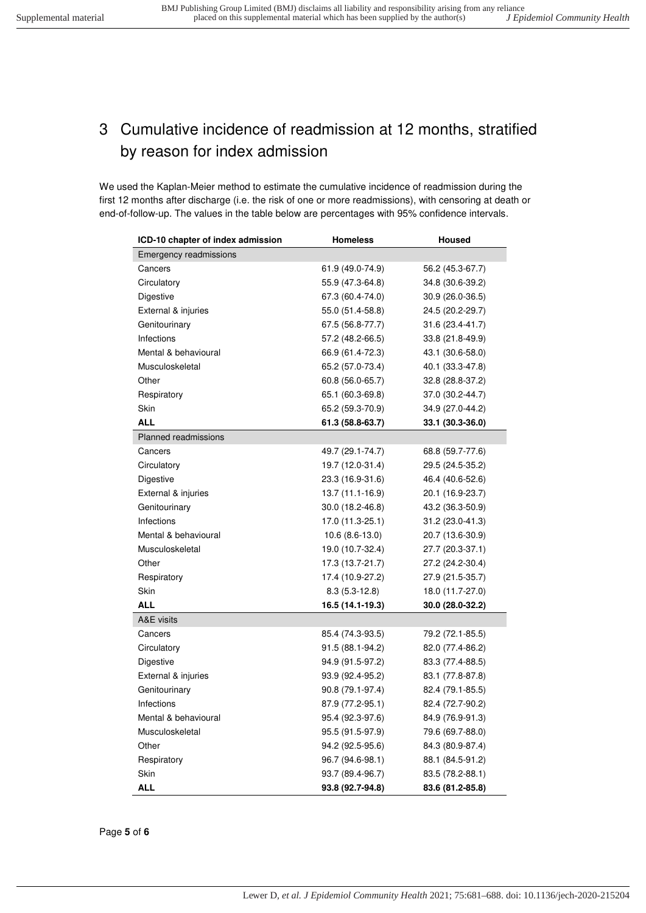## 3 Cumulative incidence of readmission at 12 months, stratified by reason for index admission

We used the Kaplan-Meier method to estimate the cumulative incidence of readmission during the first 12 months after discharge (i.e. the risk of one or more readmissions), with censoring at death or end-of-follow-up. The values in the table below are percentages with 95% confidence intervals.

| ICD-10 chapter of index admission | Homeless | Housed |
|---|---|---|
| Emergency readmissions | | |
| Cancers | 61.9 (49.0-74.9) | 56.2 (45.3-67.7) |
| Circulatory | 55.9 (47.3-64.8) | 34.8 (30.6-39.2) |
| Digestive | 67.3 (60.4-74.0) | 30.9 (26.0-36.5) |
| External & injuries | 55.0 (51.4-58.8) | 24.5 (20.2-29.7) |
| Genitourinary | 67.5 (56.8-77.7) | 31.6 (23.4-41.7) |
| Infections | 57.2 (48.2-66.5) | 33.8 (21.8-49.9) |
| Mental & behavioural | 66.9 (61.4-72.3) | 43.1 (30.6-58.0) |
| Musculoskeletal | 65.2 (57.0-73.4) | 40.1 (33.3-47.8) |
| Other | 60.8 (56.0-65.7) | 32.8 (28.8-37.2) |
| Respiratory | 65.1 (60.3-69.8) | 37.0 (30.2-44.7) |
| Skin | 65.2 (59.3-70.9) | 34.9 (27.0-44.2) |
| **ALL** | **61.3 (58.8-63.7)** | **33.1 (30.3-36.0)** |
| Planned readmissions | | |
| Cancers | 49.7 (29.1-74.7) | 68.8 (59.7-77.6) |
| Circulatory | 19.7 (12.0-31.4) | 29.5 (24.5-35.2) |
| Digestive | 23.3 (16.9-31.6) | 46.4 (40.6-52.6) |
| External & injuries | 13.7 (11.1-16.9) | 20.1 (16.9-23.7) |
| Genitourinary | 30.0 (18.2-46.8) | 43.2 (36.3-50.9) |
| Infections | 17.0 (11.3-25.1) | 31.2 (23.0-41.3) |
| Mental & behavioural | 10.6 (8.6-13.0) | 20.7 (13.6-30.9) |
| Musculoskeletal | 19.0 (10.7-32.4) | 27.7 (20.3-37.1) |
| Other | 17.3 (13.7-21.7) | 27.2 (24.2-30.4) |
| Respiratory | 17.4 (10.9-27.2) | 27.9 (21.5-35.7) |
| Skin | 8.3 (5.3-12.8) | 18.0 (11.7-27.0) |
| **ALL** | **16.5 (14.1-19.3)** | **30.0 (28.0-32.2)** |
| A&E visits | | |
| Cancers | 85.4 (74.3-93.5) | 79.2 (72.1-85.5) |
| Circulatory | 91.5 (88.1-94.2) | 82.0 (77.4-86.2) |
| Digestive | 94.9 (91.5-97.2) | 83.3 (77.4-88.5) |
| External & injuries | 93.9 (92.4-95.2) | 83.1 (77.8-87.8) |
| Genitourinary | 90.8 (79.1-97.4) | 82.4 (79.1-85.5) |
| Infections | 87.9 (77.2-95.1) | 82.4 (72.7-90.2) |
| Mental & behavioural | 95.4 (92.3-97.6) | 84.9 (76.9-91.3) |
| Musculoskeletal | 95.5 (91.5-97.9) | 79.6 (69.7-88.0) |
| Other | 94.2 (92.5-95.6) | 84.3 (80.9-87.4) |
| Respiratory | 96.7 (94.6-98.1) | 88.1 (84.5-91.2) |
| Skin | 93.7 (89.4-96.7) | 83.5 (78.2-88.1) |
| **ALL** | **93.8 (92.7-94.8)** | **83.6 (81.2-85.8)** |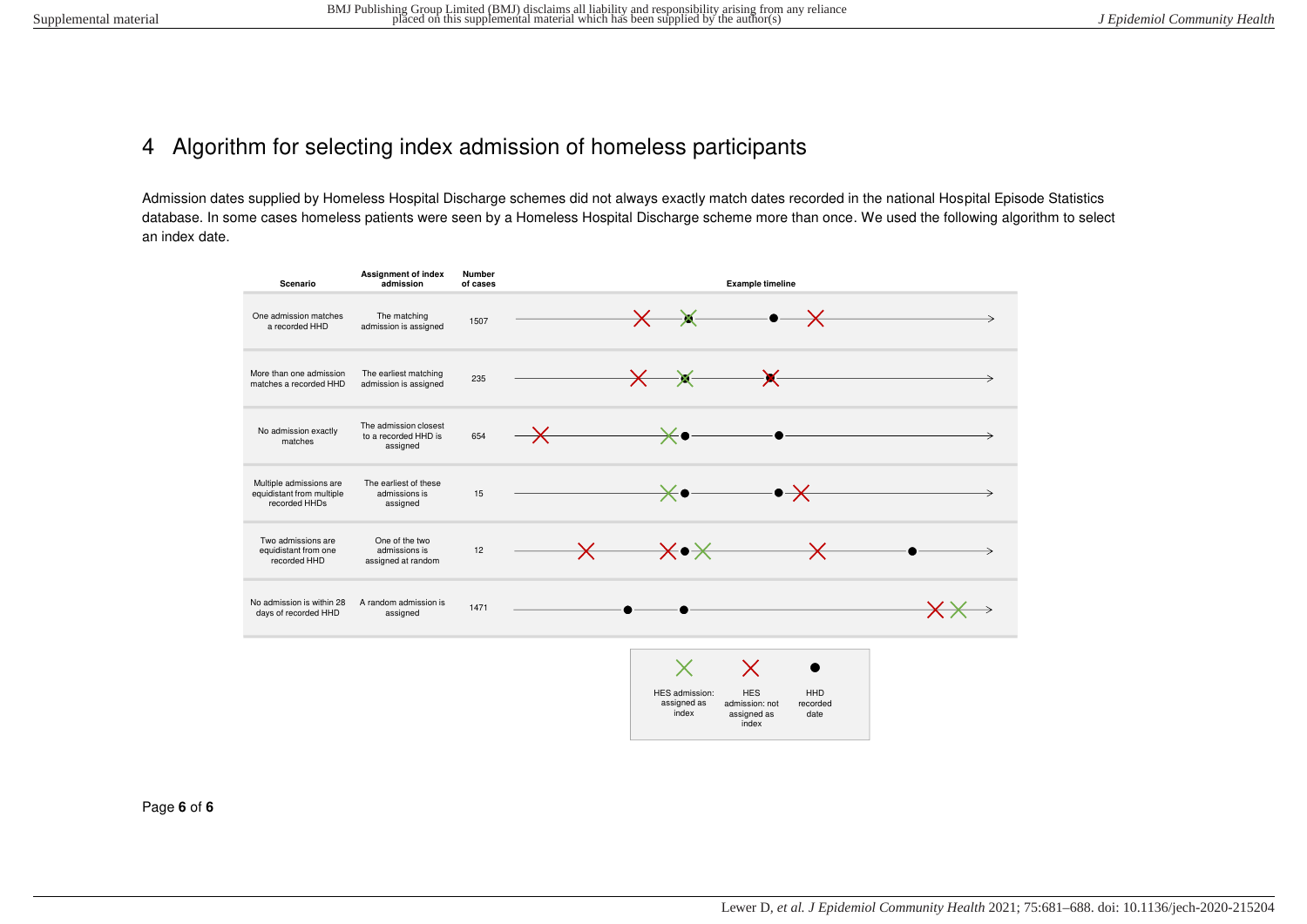# 4 Algorithm for selecting index admission of homeless participants

Admission dates supplied by Homeless Hospital Discharge schemes did not always exactly match dates recorded in the national Hospital Episode Statistics database. In some cases homeless patients were seen by a Homeless Hospital Discharge scheme more than once. We used the following algorithm to select an index date.

| Scenario | Assignment of index admission | Number of cases | Example timeline |
| --- | --- | --- | --- |
| One admission matches a recorded HHD | The matching admission is assigned | 1507 | |
| More than one admission matches a recorded HHD | The earliest matching admission is assigned | 235 | |
| No admission exactly matches | The admission closest to a recorded HHD is assigned | 654 | |
| Multiple admissions are equidistant from multiple recorded HHDs | The earliest of these admissions is assigned | 15 | |
| Two admissions are equidistant from one recorded HHD | One of the two admissions is assigned at random | 12 | |
| No admission is within 28 days of recorded HHD | A random admission is assigned | 1471 | |

HES admission: assigned as index

HES admission: not assigned as index

HHD recorded date